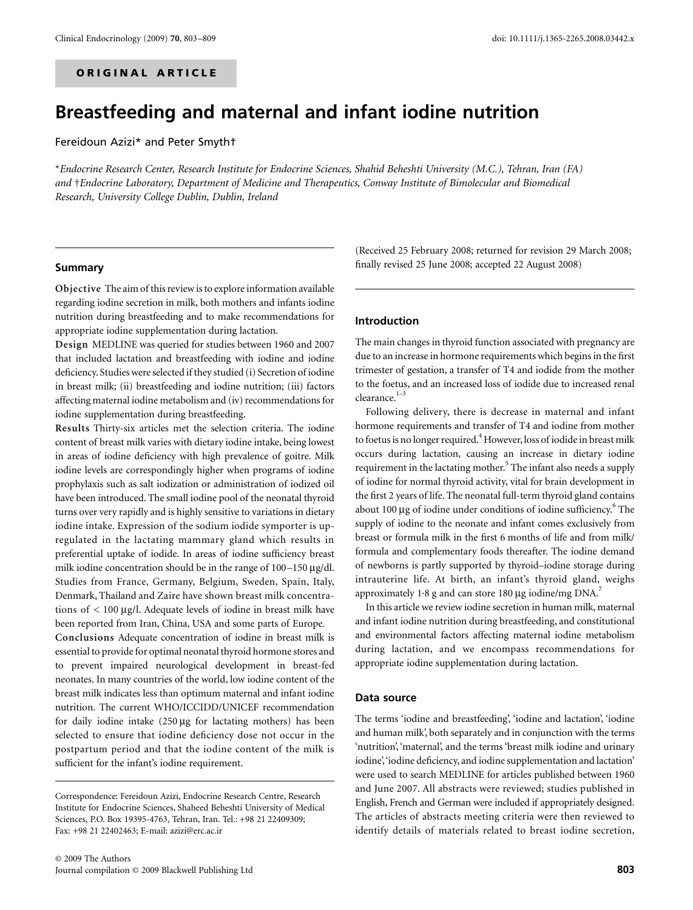ORIGINAL ARTICLE

# Breastfeeding and maternal and infant iodine nutrition

Fereidoun Azizi* and Peter Smyth†

*Endocrine Research Center, Research Institute for Endocrine Sciences, Shahid Beheshti University (M.C.), Tehran, Iran (FA) and †Endocrine Laboratory, Department of Medicine and Therapeutics, Conway Institute of Bimolecular and Biomedical Research, University College Dublin, Dublin, Ireland

## Summary

**Objective** The aim of this review is to explore information available regarding iodine secretion in milk, both mothers and infants iodine nutrition during breastfeeding and to make recommendations for appropriate iodine supplementation during lactation.

**Design** MEDLINE was queried for studies between 1960 and 2007 that included lactation and breastfeeding with iodine and iodine deficiency. Studies were selected if they studied (i) Secretion of iodine in breast milk; (ii) breastfeeding and iodine nutrition; (iii) factors affecting maternal iodine metabolism and (iv) recommendations for iodine supplementation during breastfeeding.

**Results** Thirty-six articles met the selection criteria. The iodine content of breast milk varies with dietary iodine intake, being lowest in areas of iodine deficiency with high prevalence of goitre. Milk iodine levels are correspondingly higher when programs of iodine prophylaxis such as salt iodization or administration of iodized oil have been introduced. The small iodine pool of the neonatal thyroid turns over very rapidly and is highly sensitive to variations in dietary iodine intake. Expression of the sodium iodide symporter is up-regulated in the lactating mammary gland which results in preferential uptake of iodide. In areas of iodine sufficiency breast milk iodine concentration should be in the range of 100–150 μg/dl. Studies from France, Germany, Belgium, Sweden, Spain, Italy, Denmark, Thailand and Zaire have shown breast milk concentrations of < 100 μg/l. Adequate levels of iodine in breast milk have been reported from Iran, China, USA and some parts of Europe.

**Conclusions** Adequate concentration of iodine in breast milk is essential to provide for optimal neonatal thyroid hormone stores and to prevent impaired neurological development in breast-fed neonates. In many countries of the world, low iodine content of the breast milk indicates less than optimum maternal and infant iodine nutrition. The current WHO/ICCIDD/UNICEF recommendation for daily iodine intake (250 μg for lactating mothers) has been selected to ensure that iodine deficiency dose not occur in the postpartum period and that the iodine content of the milk is sufficient for the infant's iodine requirement.

Correspondence: Fereidoun Azizi, Endocrine Research Centre, Research Institute for Endocrine Sciences, Shaheed Beheshti University of Medical Sciences, P.O. Box 19395-4763, Tehran, Iran. Tel.: +98 21 22409309; Fax: +98 21 22402463; E-mail: azizi@erc.ac.ir

(Received 25 February 2008; returned for revision 29 March 2008; finally revised 25 June 2008; accepted 22 August 2008)

## Introduction

The main changes in thyroid function associated with pregnancy are due to an increase in hormone requirements which begins in the first trimester of gestation, a transfer of T4 and iodide from the mother to the foetus, and an increased loss of iodide due to increased renal clearance.[1–3]

Following delivery, there is decrease in maternal and infant hormone requirements and transfer of T4 and iodine from mother to foetus is no longer required.[4] However, loss of iodide in breast milk occurs during lactation, causing an increase in dietary iodine requirement in the lactating mother.[5] The infant also needs a supply of iodine for normal thyroid activity, vital for brain development in the first 2 years of life. The neonatal full-term thyroid gland contains about 100 μg of iodine under conditions of iodine sufficiency.[6] The supply of iodine to the neonate and infant comes exclusively from breast or formula milk in the first 6 months of life and from milk/formula and complementary foods thereafter. The iodine demand of newborns is partly supported by thyroid–iodine storage during intrauterine life. At birth, an infant's thyroid gland, weighs approximately 1·8 g and can store 180 μg iodine/mg DNA.[7]

In this article we review iodine secretion in human milk, maternal and infant iodine nutrition during breastfeeding, and constitutional and environmental factors affecting maternal iodine metabolism during lactation, and we encompass recommendations for appropriate iodine supplementation during lactation.

## Data source

The terms 'iodine and breastfeeding', 'iodine and lactation', 'iodine and human milk', both separately and in conjunction with the terms 'nutrition', 'maternal', and the terms 'breast milk iodine and urinary iodine', 'iodine deficiency, and iodine supplementation and lactation' were used to search MEDLINE for articles published between 1960 and June 2007. All abstracts were reviewed; studies published in English, French and German were included if appropriately designed. The articles of abstracts meeting criteria were then reviewed to identify details of materials related to breast iodine secretion,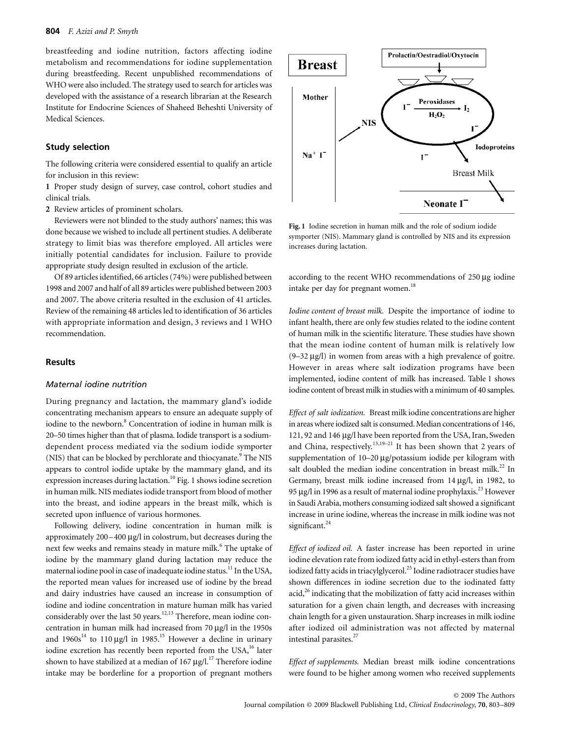breastfeeding and iodine nutrition, factors affecting iodine metabolism and recommendations for iodine supplementation during breastfeeding. Recent unpublished recommendations of WHO were also included. The strategy used to search for articles was developed with the assistance of a research librarian at the Research Institute for Endocrine Sciences of Shaheed Beheshti University of Medical Sciences.

### Study selection

The following criteria were considered essential to qualify an article for inclusion in this review:

**1** Proper study design of survey, case control, cohort studies and clinical trials.

**2** Review articles of prominent scholars.

Reviewers were not blinded to the study authors' names; this was done because we wished to include all pertinent studies. A deliberate strategy to limit bias was therefore employed. All articles were initially potential candidates for inclusion. Failure to provide appropriate study design resulted in exclusion of the article.

Of 89 articles identified, 66 articles (74%) were published between 1998 and 2007 and half of all 89 articles were published between 2003 and 2007. The above criteria resulted in the exclusion of 41 articles. Review of the remaining 48 articles led to identification of 36 articles with appropriate information and design, 3 reviews and 1 WHO recommendation.

## Results

### *Maternal iodine nutrition*

During pregnancy and lactation, the mammary gland's iodide concentrating mechanism appears to ensure an adequate supply of iodine to the newborn.[8] Concentration of iodine in human milk is 20–50 times higher than that of plasma. Iodide transport is a sodium-dependent process mediated via the sodium iodide symporter (NIS) that can be blocked by perchlorate and thiocyanate.[9] The NIS appears to control iodide uptake by the mammary gland, and its expression increases during lactation.[10] Fig. 1 shows iodine secretion in human milk. NIS mediates iodide transport from blood of mother into the breast, and iodine appears in the breast milk, which is secreted upon influence of various hormones.

Following delivery, iodine concentration in human milk is approximately 200 – 400 μg/l in colostrum, but decreases during the next few weeks and remains steady in mature milk.[6] The uptake of iodine by the mammary gland during lactation may reduce the maternal iodine pool in case of inadequate iodine status.[11] In the USA, the reported mean values for increased use of iodine by the bread and dairy industries have caused an increase in consumption of iodine and iodine concentration in mature human milk has varied considerably over the last 50 years.[12,13] Therefore, mean iodine concentration in human milk had increased from 70 μg/l in the 1950s and 1960s[14] to 110 μg/l in 1985.[15] However a decline in urinary iodine excretion has recently been reported from the USA,[16] later shown to have stabilized at a median of 167 μg/l.[17] Therefore iodine intake may be borderline for a proportion of pregnant mothers according to the recent WHO recommendations of 250 μg iodine intake per day for pregnant women.[18]

**Fig. 1** Iodine secretion in human milk and the role of sodium iodide symporter (NIS). Mammary gland is controlled by NIS and its expression increases during lactation.

*Iodine content of breast milk.* Despite the importance of iodine to infant health, there are only few studies related to the iodine content of human milk in the scientific literature. These studies have shown that the mean iodine content of human milk is relatively low (9–32 μg/l) in women from areas with a high prevalence of goitre. However in areas where salt iodization programs have been implemented, iodine content of milk has increased. Table 1 shows iodine content of breast milk in studies with a minimum of 40 samples.

*Effect of salt iodization.* Breast milk iodine concentrations are higher in areas where iodized salt is consumed. Median concentrations of 146, 121, 92 and 146 μg/l have been reported from the USA, Iran, Sweden and China, respectively.[13,19–21] It has been shown that 2 years of supplementation of 10–20 μg/potassium iodide per kilogram with salt doubled the median iodine concentration in breast milk.[22] In Germany, breast milk iodine increased from 14 μg/l, in 1982, to 95 μg/l in 1996 as a result of maternal iodine prophylaxis.[23] However in Saudi Arabia, mothers consuming iodized salt showed a significant increase in urine iodine, whereas the increase in milk iodine was not significant.[24]

*Effect of iodized oil.* A faster increase has been reported in urine iodine elevation rate from iodized fatty acid in ethyl-esters than from iodized fatty acids in triacylglycerol.[25] Iodine radiotracer studies have shown differences in iodine secretion due to the iodinated fatty acid,[26] indicating that the mobilization of fatty acid increases within saturation for a given chain length, and decreases with increasing chain length for a given unstauration. Sharp increases in milk iodine after iodized oil administration was not affected by maternal intestinal parasites.[27]

*Effect of supplements.* Median breast milk iodine concentrations were found to be higher among women who received supplements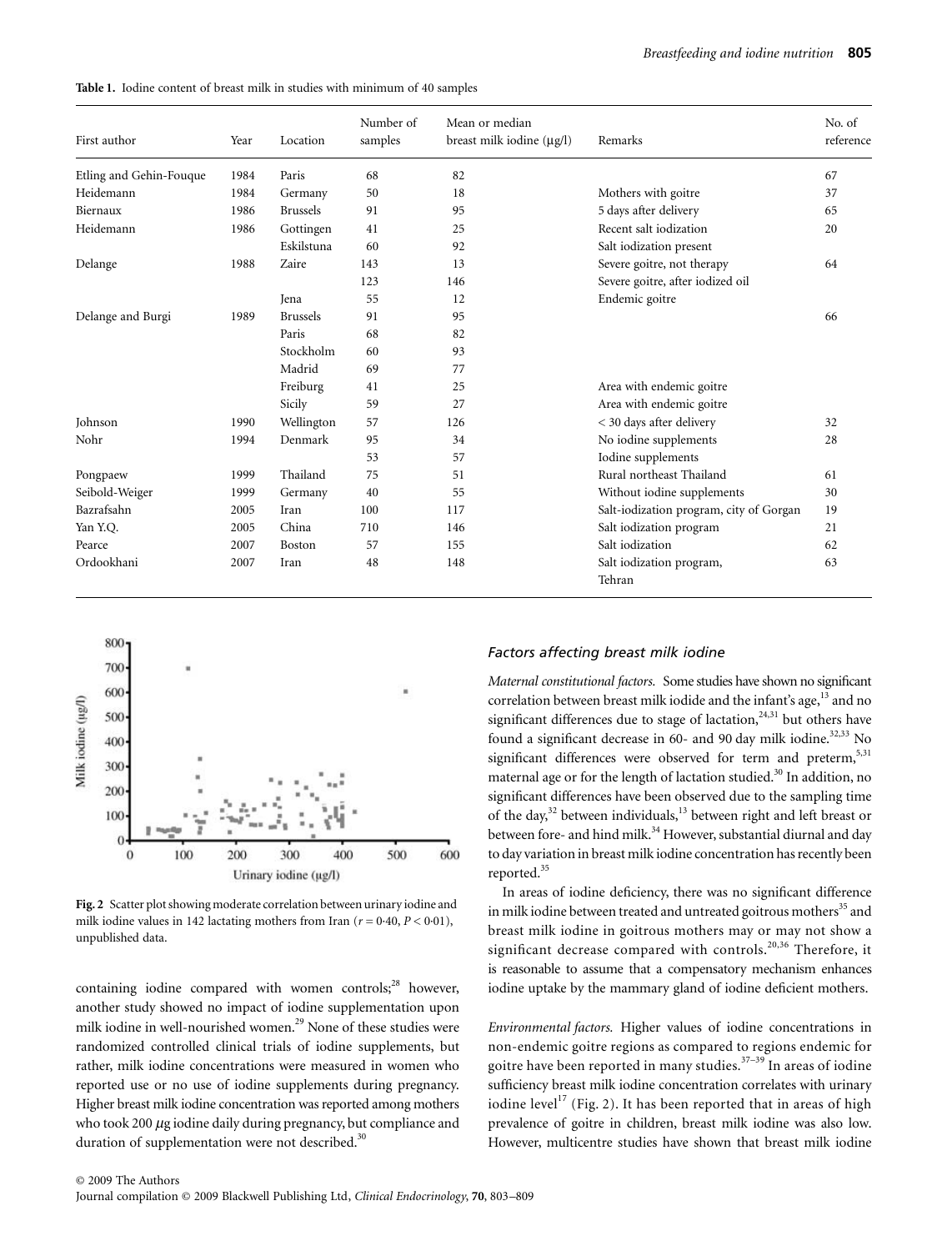**Table 1.** Iodine content of breast milk in studies with minimum of 40 samples

| First author | Year | Location | Number of samples | Mean or median breast milk iodine (μg/l) | Remarks | No. of reference |
|---|---|---|---|---|---|---|
| Etling and Gehin-Fouque | 1984 | Paris | 68 | 82 | | 67 |
| Heidemann | 1984 | Germany | 50 | 18 | Mothers with goitre | 37 |
| Biernaux | 1986 | Brussels | 91 | 95 | 5 days after delivery | 65 |
| Heidemann | 1986 | Gottingen | 41 | 25 | Recent salt iodization | 20 |
| | | Eskilstuna | 60 | 92 | Salt iodization present | |
| Delange | 1988 | Zaire | 143 | 13 | Severe goitre, not therapy | 64 |
| | | | 123 | 146 | Severe goitre, after iodized oil | |
| | | Jena | 55 | 12 | Endemic goitre | |
| Delange and Burgi | 1989 | Brussels | 91 | 95 | | 66 |
| | | Paris | 68 | 82 | | |
| | | Stockholm | 60 | 93 | | |
| | | Madrid | 69 | 77 | | |
| | | Freiburg | 41 | 25 | Area with endemic goitre | |
| | | Sicily | 59 | 27 | Area with endemic goitre | |
| Johnson | 1990 | Wellington | 57 | 126 | < 30 days after delivery | 32 |
| Nohr | 1994 | Denmark | 95 | 34 | No iodine supplements | 28 |
| | | | 53 | 57 | Iodine supplements | |
| Pongpaew | 1999 | Thailand | 75 | 51 | Rural northeast Thailand | 61 |
| Seibold-Weiger | 1999 | Germany | 40 | 55 | Without iodine supplements | 30 |
| Bazrafsahn | 2005 | Iran | 100 | 117 | Salt-iodization program, city of Gorgan | 19 |
| Yan Y.Q. | 2005 | China | 710 | 146 | Salt iodization program | 21 |
| Pearce | 2007 | Boston | 57 | 155 | Salt iodization | 62 |
| Ordookhani | 2007 | Iran | 48 | 148 | Salt iodization program, Tehran | 63 |

**Fig. 2** Scatter plot showing moderate correlation between urinary iodine and milk iodine values in 142 lactating mothers from Iran ($r = 0{\cdot}40$, $P < 0{\cdot}01$), unpublished data.

containing iodine compared with women controls;[28] however, another study showed no impact of iodine supplementation upon milk iodine in well-nourished women.[29] None of these studies were randomized controlled clinical trials of iodine supplements, but rather, milk iodine concentrations were measured in women who reported use or no use of iodine supplements during pregnancy. Higher breast milk iodine concentration was reported among mothers who took 200 μg iodine daily during pregnancy, but compliance and duration of supplementation were not described.[30]

### *Factors affecting breast milk iodine*

*Maternal constitutional factors.* Some studies have shown no significant correlation between breast milk iodide and the infant's age,[13] and no significant differences due to stage of lactation,[24,31] but others have found a significant decrease in 60- and 90 day milk iodine.[32,33] No significant differences were observed for term and preterm,[5,31] maternal age or for the length of lactation studied.[30] In addition, no significant differences have been observed due to the sampling time of the day,[32] between individuals,[13] between right and left breast or between fore- and hind milk.[34] However, substantial diurnal and day to day variation in breast milk iodine concentration has recently been reported.[35]

In areas of iodine deficiency, there was no significant difference in milk iodine between treated and untreated goitrous mothers[35] and breast milk iodine in goitrous mothers may or may not show a significant decrease compared with controls.[20,36] Therefore, it is reasonable to assume that a compensatory mechanism enhances iodine uptake by the mammary gland of iodine deficient mothers.

*Environmental factors.* Higher values of iodine concentrations in non-endemic goitre regions as compared to regions endemic for goitre have been reported in many studies.[37–39] In areas of iodine sufficiency breast milk iodine concentration correlates with urinary iodine level[17] (Fig. 2). It has been reported that in areas of high prevalence of goitre in children, breast milk iodine was also low. However, multicentre studies have shown that breast milk iodine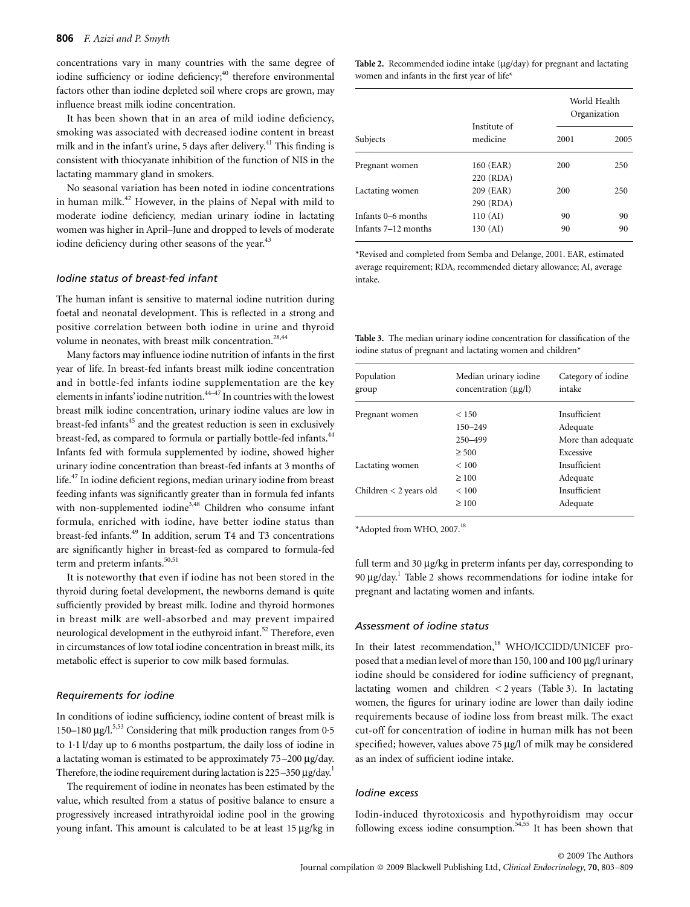concentrations vary in many countries with the same degree of iodine sufficiency or iodine deficiency;[40] therefore environmental factors other than iodine depleted soil where crops are grown, may influence breast milk iodine concentration.

It has been shown that in an area of mild iodine deficiency, smoking was associated with decreased iodine content in breast milk and in the infant's urine, 5 days after delivery.[41] This finding is consistent with thiocyanate inhibition of the function of NIS in the lactating mammary gland in smokers.

No seasonal variation has been noted in iodine concentrations in human milk.[42] However, in the plains of Nepal with mild to moderate iodine deficiency, median urinary iodine in lactating women was higher in April–June and dropped to levels of moderate iodine deficiency during other seasons of the year.[43]

### *Iodine status of breast-fed infant*

The human infant is sensitive to maternal iodine nutrition during foetal and neonatal development. This is reflected in a strong and positive correlation between both iodine in urine and thyroid volume in neonates, with breast milk concentration.[28,44]

Many factors may influence iodine nutrition of infants in the first year of life. In breast-fed infants breast milk iodine concentration and in bottle-fed infants iodine supplementation are the key elements in infants' iodine nutrition.[44–47] In countries with the lowest breast milk iodine concentration, urinary iodine values are low in breast-fed infants[45] and the greatest reduction is seen in exclusively breast-fed, as compared to formula or partially bottle-fed infants.[44] Infants fed with formula supplemented by iodine, showed higher urinary iodine concentration than breast-fed infants at 3 months of life.[47] In iodine deficient regions, median urinary iodine from breast feeding infants was significantly greater than in formula fed infants with non-supplemented iodine[3,48] Children who consume infant formula, enriched with iodine, have better iodine status than breast-fed infants.[49] In addition, serum T4 and T3 concentrations are significantly higher in breast-fed as compared to formula-fed term and preterm infants.[50,51]

It is noteworthy that even if iodine has not been stored in the thyroid during foetal development, the newborns demand is quite sufficiently provided by breast milk. Iodine and thyroid hormones in breast milk are well-absorbed and may prevent impaired neurological development in the euthyroid infant.[52] Therefore, even in circumstances of low total iodine concentration in breast milk, its metabolic effect is superior to cow milk based formulas.

### *Requirements for iodine*

In conditions of iodine sufficiency, iodine content of breast milk is 150–180 μg/l.[5,53] Considering that milk production ranges from 0·5 to 1·1 l/day up to 6 months postpartum, the daily loss of iodine in a lactating woman is estimated to be approximately 75–200 μg/day. Therefore, the iodine requirement during lactation is 225–350 μg/day.[1]

The requirement of iodine in neonates has been estimated by the value, which resulted from a status of positive balance to ensure a progressively increased intrathyroidal iodine pool in the growing young infant. This amount is calculated to be at least 15 μg/kg in full term and 30 μg/kg in preterm infants per day, corresponding to 90 μg/day.[1] Table 2 shows recommendations for iodine intake for pregnant and lactating women and infants.

**Table 2.** Recommended iodine intake (μg/day) for pregnant and lactating women and infants in the first year of life*

| Subjects | Institute of medicine | World Health Organization 2001 | World Health Organization 2005 |
|---|---|---|---|
| Pregnant women | 160 (EAR) 220 (RDA) | 200 | 250 |
| Lactating women | 209 (EAR) 290 (RDA) | 200 | 250 |
| Infants 0–6 months | 110 (AI) | 90 | 90 |
| Infants 7–12 months | 130 (AI) | 90 | 90 |

*Revised and completed from Semba and Delange, 2001. EAR, estimated average requirement; RDA, recommended dietary allowance; AI, average intake.

**Table 3.** The median urinary iodine concentration for classification of the iodine status of pregnant and lactating women and children*

| Population group | Median urinary iodine concentration (μg/l) | Category of iodine intake |
|---|---|---|
| Pregnant women | < 150 | Insufficient |
| | 150–249 | Adequate |
| | 250–499 | More than adequate |
| | ≥ 500 | Excessive |
| Lactating women | < 100 | Insufficient |
| | ≥ 100 | Adequate |
| Children < 2 years old | < 100 | Insufficient |
| | ≥ 100 | Adequate |

*Adopted from WHO, 2007.[18]

### *Assessment of iodine status*

In their latest recommendation,[18] WHO/ICCIDD/UNICEF proposed that a median level of more than 150, 100 and 100 μg/l urinary iodine should be considered for iodine sufficiency of pregnant, lactating women and children < 2 years (Table 3). In lactating women, the figures for urinary iodine are lower than daily iodine requirements because of iodine loss from breast milk. The exact cut-off for concentration of iodine in human milk has not been specified; however, values above 75 μg/l of milk may be considered as an index of sufficient iodine intake.

### *Iodine excess*

Iodin-induced thyrotoxicosis and hypothyroidism may occur following excess iodine consumption.[54,55] It has been shown that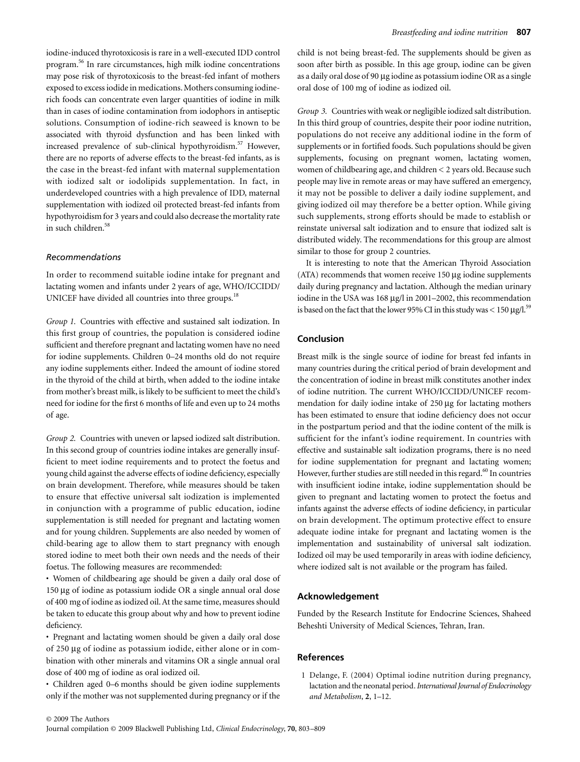iodine-induced thyrotoxicosis is rare in a well-executed IDD control program.[56] In rare circumstances, high milk iodine concentrations may pose risk of thyrotoxicosis to the breast-fed infant of mothers exposed to excess iodide in medications. Mothers consuming iodine-rich foods can concentrate even larger quantities of iodine in milk than in cases of iodine contamination from iodophors in antiseptic solutions. Consumption of iodine-rich seaweed is known to be associated with thyroid dysfunction and has been linked with increased prevalence of sub-clinical hypothyroidism.[57] However, there are no reports of adverse effects to the breast-fed infants, as is the case in the breast-fed infant with maternal supplementation with iodized salt or iodolipids supplementation. In fact, in underdeveloped countries with a high prevalence of IDD, maternal supplementation with iodized oil protected breast-fed infants from hypothyroidism for 3 years and could also decrease the mortality rate in such children.[58]

### *Recommendations*

In order to recommend suitable iodine intake for pregnant and lactating women and infants under 2 years of age, WHO/ICCIDD/UNICEF have divided all countries into three groups.[18]

*Group 1.* Countries with effective and sustained salt iodization. In this first group of countries, the population is considered iodine sufficient and therefore pregnant and lactating women have no need for iodine supplements. Children 0–24 months old do not require any iodine supplements either. Indeed the amount of iodine stored in the thyroid of the child at birth, when added to the iodine intake from mother's breast milk, is likely to be sufficient to meet the child's need for iodine for the first 6 months of life and even up to 24 moths of age.

*Group 2.* Countries with uneven or lapsed iodized salt distribution. In this second group of countries iodine intakes are generally insufficient to meet iodine requirements and to protect the foetus and young child against the adverse effects of iodine deficiency, especially on brain development. Therefore, while measures should be taken to ensure that effective universal salt iodization is implemented in conjunction with a programme of public education, iodine supplementation is still needed for pregnant and lactating women and for young children. Supplements are also needed by women of child-bearing age to allow them to start pregnancy with enough stored iodine to meet both their own needs and the needs of their foetus. The following measures are recommended:

- Women of childbearing age should be given a daily oral dose of 150 µg of iodine as potassium iodide OR a single annual oral dose of 400 mg of iodine as iodized oil. At the same time, measures should be taken to educate this group about why and how to prevent iodine deficiency.
- Pregnant and lactating women should be given a daily oral dose of 250 µg of iodine as potassium iodide, either alone or in combination with other minerals and vitamins OR a single annual oral dose of 400 mg of iodine as oral iodized oil.
- Children aged 0–6 months should be given iodine supplements only if the mother was not supplemented during pregnancy or if the child is not being breast-fed. The supplements should be given as soon after birth as possible. In this age group, iodine can be given as a daily oral dose of 90 µg iodine as potassium iodine OR as a single oral dose of 100 mg of iodine as iodized oil.

*Group 3.* Countries with weak or negligible iodized salt distribution. In this third group of countries, despite their poor iodine nutrition, populations do not receive any additional iodine in the form of supplements or in fortified foods. Such populations should be given supplements, focusing on pregnant women, lactating women, women of childbearing age, and children < 2 years old. Because such people may live in remote areas or may have suffered an emergency, it may not be possible to deliver a daily iodine supplement, and giving iodized oil may therefore be a better option. While giving such supplements, strong efforts should be made to establish or reinstate universal salt iodization and to ensure that iodized salt is distributed widely. The recommendations for this group are almost similar to those for group 2 countries.

It is interesting to note that the American Thyroid Association (ATA) recommends that women receive 150 µg iodine supplements daily during pregnancy and lactation. Although the median urinary iodine in the USA was 168 µg/l in 2001–2002, this recommendation is based on the fact that the lower 95% CI in this study was < 150 µg/l.[59]

## Conclusion

Breast milk is the single source of iodine for breast fed infants in many countries during the critical period of brain development and the concentration of iodine in breast milk constitutes another index of iodine nutrition. The current WHO/ICCIDD/UNICEF recommendation for daily iodine intake of 250 µg for lactating mothers has been estimated to ensure that iodine deficiency does not occur in the postpartum period and that the iodine content of the milk is sufficient for the infant's iodine requirement. In countries with effective and sustainable salt iodization programs, there is no need for iodine supplementation for pregnant and lactating women; However, further studies are still needed in this regard.[60] In countries with insufficient iodine intake, iodine supplementation should be given to pregnant and lactating women to protect the foetus and infants against the adverse effects of iodine deficiency, in particular on brain development. The optimum protective effect to ensure adequate iodine intake for pregnant and lactating women is the implementation and sustainability of universal salt iodization. Iodized oil may be used temporarily in areas with iodine deficiency, where iodized salt is not available or the program has failed.

## Acknowledgement

Funded by the Research Institute for Endocrine Sciences, Shaheed Beheshti University of Medical Sciences, Tehran, Iran.

## References

1 Delange, F. (2004) Optimal iodine nutrition during pregnancy, lactation and the neonatal period. *International Journal of Endocrinology and Metabolism*, **2**, 1–12.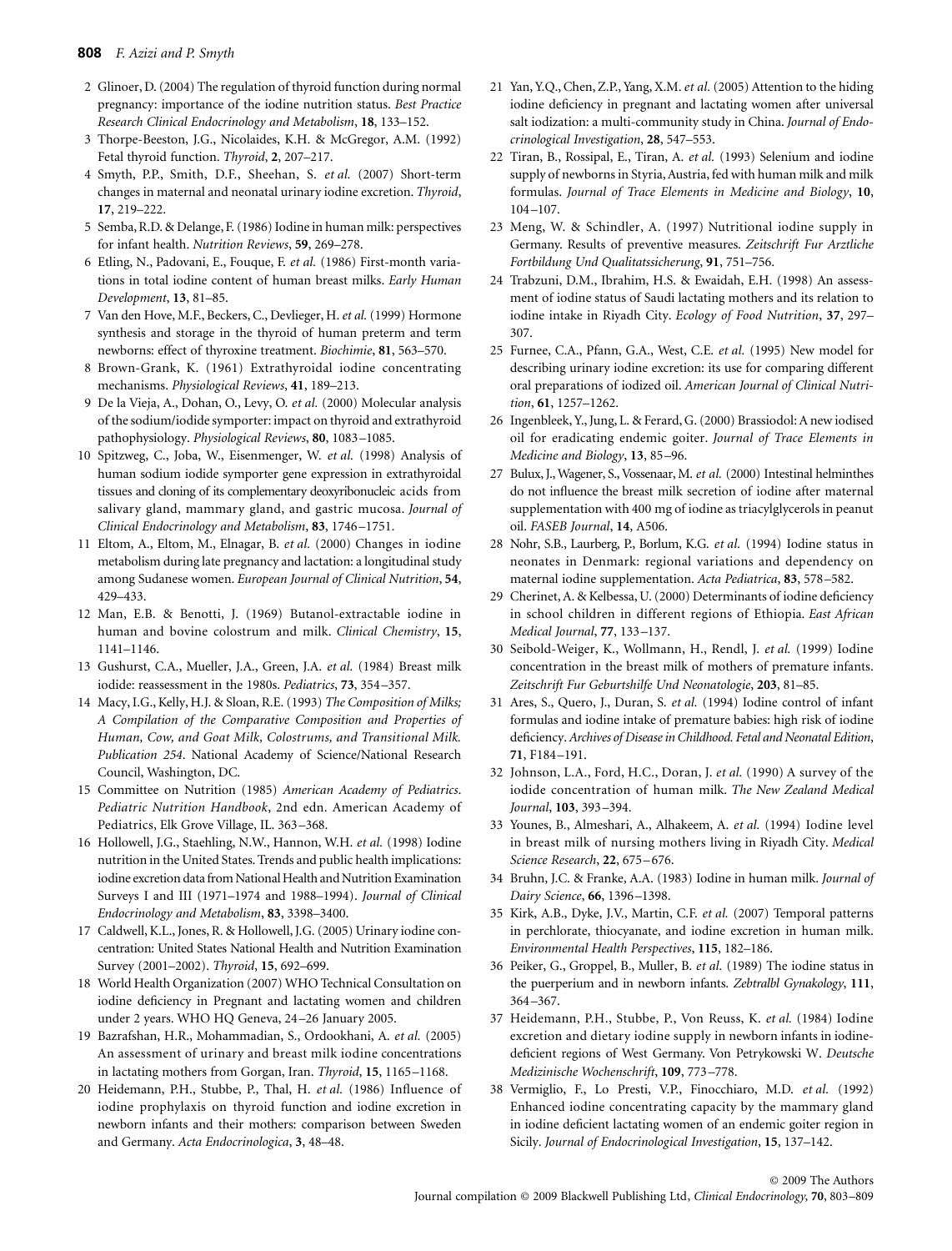2 Glinoer, D. (2004) The regulation of thyroid function during normal pregnancy: importance of the iodine nutrition status. *Best Practice Research Clinical Endocrinology and Metabolism*, **18**, 133–152.

3 Thorpe-Beeston, J.G., Nicolaides, K.H. & McGregor, A.M. (1992) Fetal thyroid function. *Thyroid*, **2**, 207–217.

4 Smyth, P.P., Smith, D.F., Sheehan, S. *et al.* (2007) Short-term changes in maternal and neonatal urinary iodine excretion. *Thyroid*, **17**, 219–222.

5 Semba, R.D. & Delange, F. (1986) Iodine in human milk: perspectives for infant health. *Nutrition Reviews*, **59**, 269–278.

6 Etling, N., Padovani, E., Fouque, F. *et al.* (1986) First-month variations in total iodine content of human breast milks. *Early Human Development*, **13**, 81–85.

7 Van den Hove, M.F., Beckers, C., Devlieger, H. *et al.* (1999) Hormone synthesis and storage in the thyroid of human preterm and term newborns: effect of thyroxine treatment. *Biochimie*, **81**, 563–570.

8 Brown-Grank, K. (1961) Extrathyroidal iodine concentrating mechanisms. *Physiological Reviews*, **41**, 189–213.

9 De la Vieja, A., Dohan, O., Levy, O. *et al.* (2000) Molecular analysis of the sodium/iodide symporter: impact on thyroid and extrathyroid pathophysiology. *Physiological Reviews*, **80**, 1083–1085.

10 Spitzweg, C., Joba, W., Eisenmenger, W. *et al.* (1998) Analysis of human sodium iodide symporter gene expression in extrathyroidal tissues and cloning of its complementary deoxyribonucleic acids from salivary gland, mammary gland, and gastric mucosa. *Journal of Clinical Endocrinology and Metabolism*, **83**, 1746–1751.

11 Eltom, A., Eltom, M., Elnagar, B. *et al.* (2000) Changes in iodine metabolism during late pregnancy and lactation: a longitudinal study among Sudanese women. *European Journal of Clinical Nutrition*, **54**, 429–433.

12 Man, E.B. & Benotti, J. (1969) Butanol-extractable iodine in human and bovine colostrum and milk. *Clinical Chemistry*, **15**, 1141–1146.

13 Gushurst, C.A., Mueller, J.A., Green, J.A. *et al.* (1984) Breast milk iodide: reassessment in the 1980s. *Pediatrics*, **73**, 354–357.

14 Macy, I.G., Kelly, H.J. & Sloan, R.E. (1993) *The Composition of Milks; A Compilation of the Comparative Composition and Properties of Human, Cow, and Goat Milk, Colostrums, and Transitional Milk. Publication 254*. National Academy of Science/National Research Council, Washington, DC.

15 Committee on Nutrition (1985) *American Academy of Pediatrics. Pediatric Nutrition Handbook*, 2nd edn. American Academy of Pediatrics, Elk Grove Village, IL. 363–368.

16 Hollowell, J.G., Staehling, N.W., Hannon, W.H. *et al.* (1998) Iodine nutrition in the United States. Trends and public health implications: iodine excretion data from National Health and Nutrition Examination Surveys I and III (1971–1974 and 1988–1994). *Journal of Clinical Endocrinology and Metabolism*, **83**, 3398–3400.

17 Caldwell, K.L., Jones, R. & Hollowell, J.G. (2005) Urinary iodine concentration: United States National Health and Nutrition Examination Survey (2001–2002). *Thyroid*, **15**, 692–699.

18 World Health Organization (2007) WHO Technical Consultation on iodine deficiency in Pregnant and lactating women and children under 2 years. WHO HQ Geneva, 24–26 January 2005.

19 Bazrafshan, H.R., Mohammadian, S., Ordookhani, A. *et al.* (2005) An assessment of urinary and breast milk iodine concentrations in lactating mothers from Gorgan, Iran. *Thyroid*, **15**, 1165–1168.

20 Heidemann, P.H., Stubbe, P., Thal, H. *et al.* (1986) Influence of iodine prophylaxis on thyroid function and iodine excretion in newborn infants and their mothers: comparison between Sweden and Germany. *Acta Endocrinologica*, **3**, 48–48.

21 Yan, Y.Q., Chen, Z.P., Yang, X.M. *et al.* (2005) Attention to the hiding iodine deficiency in pregnant and lactating women after universal salt iodization: a multi-community study in China. *Journal of Endocrinological Investigation*, **28**, 547–553.

22 Tiran, B., Rossipal, E., Tiran, A. *et al.* (1993) Selenium and iodine supply of newborns in Styria, Austria, fed with human milk and milk formulas. *Journal of Trace Elements in Medicine and Biology*, **10**, 104–107.

23 Meng, W. & Schindler, A. (1997) Nutritional iodine supply in Germany. Results of preventive measures. *Zeitschrift Fur Arztliche Fortbildung Und Qualitatssicherung*, **91**, 751–756.

24 Trabzuni, D.M., Ibrahim, H.S. & Ewaidah, E.H. (1998) An assessment of iodine status of Saudi lactating mothers and its relation to iodine intake in Riyadh City. *Ecology of Food Nutrition*, **37**, 297–307.

25 Furnee, C.A., Pfann, G.A., West, C.E. *et al.* (1995) New model for describing urinary iodine excretion: its use for comparing different oral preparations of iodized oil. *American Journal of Clinical Nutrition*, **61**, 1257–1262.

26 Ingenbleek, Y., Jung, L. & Ferard, G. (2000) Brassiodol: A new iodised oil for eradicating endemic goiter. *Journal of Trace Elements in Medicine and Biology*, **13**, 85–96.

27 Bulux, J., Wagener, S., Vossenaar, M. *et al.* (2000) Intestinal helminthes do not influence the breast milk secretion of iodine after maternal supplementation with 400 mg of iodine as triacylglycerols in peanut oil. *FASEB Journal*, **14**, A506.

28 Nohr, S.B., Laurberg, P., Borlum, K.G. *et al.* (1994) Iodine status in neonates in Denmark: regional variations and dependency on maternal iodine supplementation. *Acta Pediatrica*, **83**, 578–582.

29 Cherinet, A. & Kelbessa, U. (2000) Determinants of iodine deficiency in school children in different regions of Ethiopia. *East African Medical Journal*, **77**, 133–137.

30 Seibold-Weiger, K., Wollmann, H., Rendl, J. *et al.* (1999) Iodine concentration in the breast milk of mothers of premature infants. *Zeitschrift Fur Geburtshilfe Und Neonatologie*, **203**, 81–85.

31 Ares, S., Quero, J., Duran, S. *et al.* (1994) Iodine control of infant formulas and iodine intake of premature babies: high risk of iodine deficiency. *Archives of Disease in Childhood. Fetal and Neonatal Edition*, **71**, F184–191.

32 Johnson, L.A., Ford, H.C., Doran, J. *et al.* (1990) A survey of the iodide concentration of human milk. *The New Zealand Medical Journal*, **103**, 393–394.

33 Younes, B., Almeshari, A., Alhakeem, A. *et al.* (1994) Iodine level in breast milk of nursing mothers living in Riyadh City. *Medical Science Research*, **22**, 675–676.

34 Bruhn, J.C. & Franke, A.A. (1983) Iodine in human milk. *Journal of Dairy Science*, **66**, 1396–1398.

35 Kirk, A.B., Dyke, J.V., Martin, C.F. *et al.* (2007) Temporal patterns in perchlorate, thiocyanate, and iodine excretion in human milk. *Environmental Health Perspectives*, **115**, 182–186.

36 Peiker, G., Groppel, B., Muller, B. *et al.* (1989) The iodine status in the puerperium and in newborn infants. *Zebtralbl Gynakology*, **111**, 364–367.

37 Heidemann, P.H., Stubbe, P., Von Reuss, K. *et al.* (1984) Iodine excretion and dietary iodine supply in newborn infants in iodine-deficient regions of West Germany. Von Petrykowski W. *Deutsche Medizinische Wochenschrift*, **109**, 773–778.

38 Vermiglio, F., Lo Presti, V.P., Finocchiaro, M.D. *et al.* (1992) Enhanced iodine concentrating capacity by the mammary gland in iodine deficient lactating women of an endemic goiter region in Sicily. *Journal of Endocrinological Investigation*, **15**, 137–142.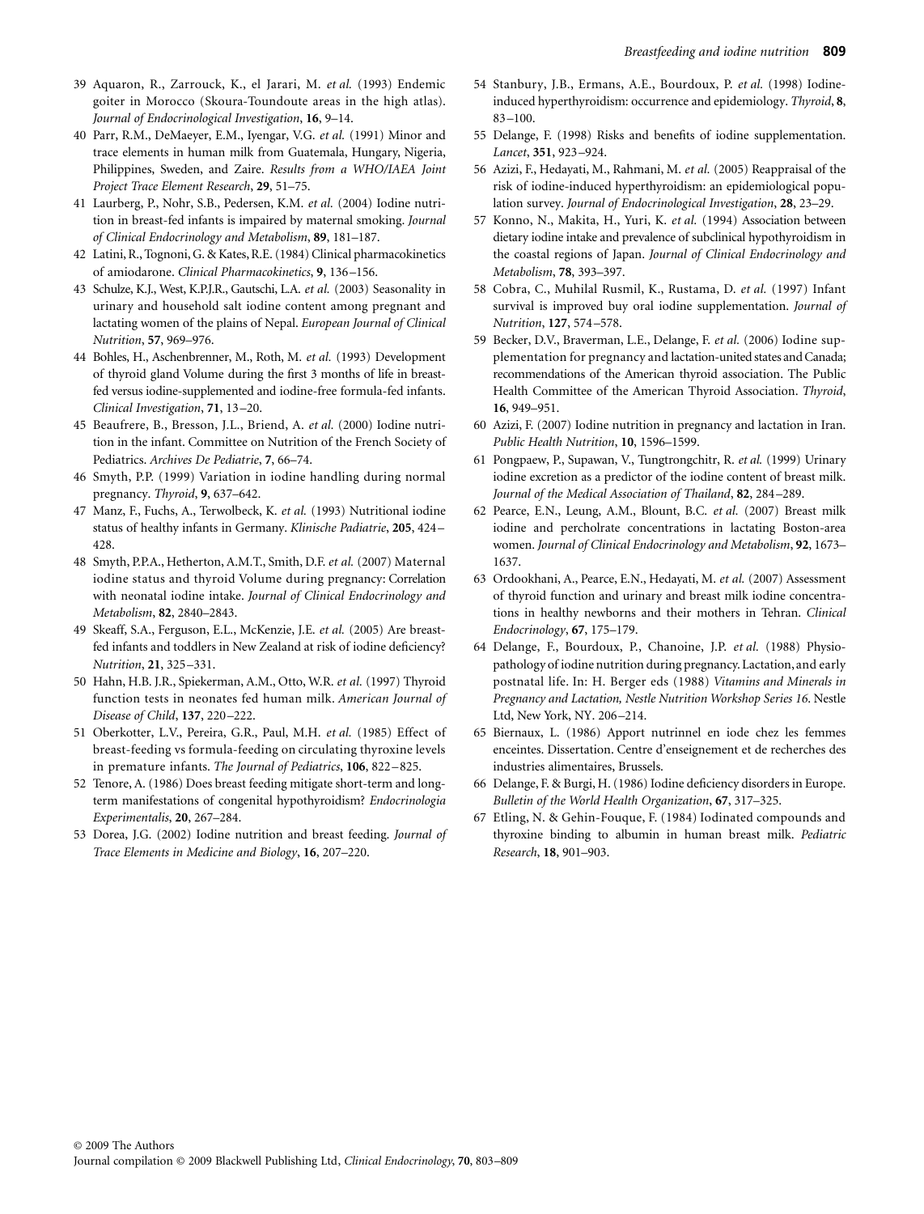39 Aquaron, R., Zarrouck, K., el Jarari, M. *et al.* (1993) Endemic goiter in Morocco (Skoura-Toundoute areas in the high atlas). *Journal of Endocrinological Investigation*, **16**, 9–14.

40 Parr, R.M., DeMaeyer, E.M., Iyengar, V.G. *et al.* (1991) Minor and trace elements in human milk from Guatemala, Hungary, Nigeria, Philippines, Sweden, and Zaire. *Results from a WHO/IAEA Joint Project Trace Element Research*, **29**, 51–75.

41 Laurberg, P., Nohr, S.B., Pedersen, K.M. *et al.* (2004) Iodine nutrition in breast-fed infants is impaired by maternal smoking. *Journal of Clinical Endocrinology and Metabolism*, **89**, 181–187.

42 Latini, R., Tognoni, G. & Kates, R.E. (1984) Clinical pharmacokinetics of amiodarone. *Clinical Pharmacokinetics*, **9**, 136–156.

43 Schulze, K.J., West, K.P.J.R., Gautschi, L.A. *et al.* (2003) Seasonality in urinary and household salt iodine content among pregnant and lactating women of the plains of Nepal. *European Journal of Clinical Nutrition*, **57**, 969–976.

44 Bohles, H., Aschenbrenner, M., Roth, M. *et al.* (1993) Development of thyroid gland Volume during the first 3 months of life in breast-fed versus iodine-supplemented and iodine-free formula-fed infants. *Clinical Investigation*, **71**, 13–20.

45 Beaufrere, B., Bresson, J.L., Briend, A. *et al.* (2000) Iodine nutrition in the infant. Committee on Nutrition of the French Society of Pediatrics. *Archives De Pediatrie*, **7**, 66–74.

46 Smyth, P.P. (1999) Variation in iodine handling during normal pregnancy. *Thyroid*, **9**, 637–642.

47 Manz, F., Fuchs, A., Terwolbeck, K. *et al.* (1993) Nutritional iodine status of healthy infants in Germany. *Klinische Padiatrie*, **205**, 424–428.

48 Smyth, P.P.A., Hetherton, A.M.T., Smith, D.F. *et al.* (2007) Maternal iodine status and thyroid Volume during pregnancy: Correlation with neonatal iodine intake. *Journal of Clinical Endocrinology and Metabolism*, **82**, 2840–2843.

49 Skeaff, S.A., Ferguson, E.L., McKenzie, J.E. *et al.* (2005) Are breast-fed infants and toddlers in New Zealand at risk of iodine deficiency? *Nutrition*, **21**, 325–331.

50 Hahn, H.B. J.R., Spiekerman, A.M., Otto, W.R. *et al.* (1997) Thyroid function tests in neonates fed human milk. *American Journal of Disease of Child*, **137**, 220–222.

51 Oberkotter, L.V., Pereira, G.R., Paul, M.H. *et al.* (1985) Effect of breast-feeding vs formula-feeding on circulating thyroxine levels in premature infants. *The Journal of Pediatrics*, **106**, 822–825.

52 Tenore, A. (1986) Does breast feeding mitigate short-term and long-term manifestations of congenital hypothyroidism? *Endocrinologia Experimentalis*, **20**, 267–284.

53 Dorea, J.G. (2002) Iodine nutrition and breast feeding. *Journal of Trace Elements in Medicine and Biology*, **16**, 207–220.

54 Stanbury, J.B., Ermans, A.E., Bourdoux, P. *et al.* (1998) Iodine-induced hyperthyroidism: occurrence and epidemiology. *Thyroid*, **8**, 83–100.

55 Delange, F. (1998) Risks and benefits of iodine supplementation. *Lancet*, **351**, 923–924.

56 Azizi, F., Hedayati, M., Rahmani, M. *et al.* (2005) Reappraisal of the risk of iodine-induced hyperthyroidism: an epidemiological population survey. *Journal of Endocrinological Investigation*, **28**, 23–29.

57 Konno, N., Makita, H., Yuri, K. *et al.* (1994) Association between dietary iodine intake and prevalence of subclinical hypothyroidism in the coastal regions of Japan. *Journal of Clinical Endocrinology and Metabolism*, **78**, 393–397.

58 Cobra, C., Muhilal Rusmil, K., Rustama, D. *et al.* (1997) Infant survival is improved buy oral iodine supplementation. *Journal of Nutrition*, **127**, 574–578.

59 Becker, D.V., Braverman, L.E., Delange, F. *et al.* (2006) Iodine supplementation for pregnancy and lactation-united states and Canada; recommendations of the American thyroid association. The Public Health Committee of the American Thyroid Association. *Thyroid*, **16**, 949–951.

60 Azizi, F. (2007) Iodine nutrition in pregnancy and lactation in Iran. *Public Health Nutrition*, **10**, 1596–1599.

61 Pongpaew, P., Supawan, V., Tungtrongchitr, R. *et al.* (1999) Urinary iodine excretion as a predictor of the iodine content of breast milk. *Journal of the Medical Association of Thailand*, **82**, 284–289.

62 Pearce, E.N., Leung, A.M., Blount, B.C. *et al.* (2007) Breast milk iodine and percholrate concentrations in lactating Boston-area women. *Journal of Clinical Endocrinology and Metabolism*, **92**, 1673–1637.

63 Ordookhani, A., Pearce, E.N., Hedayati, M. *et al.* (2007) Assessment of thyroid function and urinary and breast milk iodine concentrations in healthy newborns and their mothers in Tehran. *Clinical Endocrinology*, **67**, 175–179.

64 Delange, F., Bourdoux, P., Chanoine, J.P. *et al.* (1988) Physiopathology of iodine nutrition during pregnancy. Lactation, and early postnatal life. In: H. Berger eds (1988) *Vitamins and Minerals in Pregnancy and Lactation, Nestle Nutrition Workshop Series 16*. Nestle Ltd, New York, NY. 206–214.

65 Biernaux, L. (1986) Apport nutrinnel en iode chez les femmes enceintes. Dissertation. Centre d'enseignement et de recherches des industries alimentaires, Brussels.

66 Delange, F. & Burgi, H. (1986) Iodine deficiency disorders in Europe. *Bulletin of the World Health Organization*, **67**, 317–325.

67 Etling, N. & Gehin-Fouque, F. (1984) Iodinated compounds and thyroxine binding to albumin in human breast milk. *Pediatric Research*, **18**, 901–903.